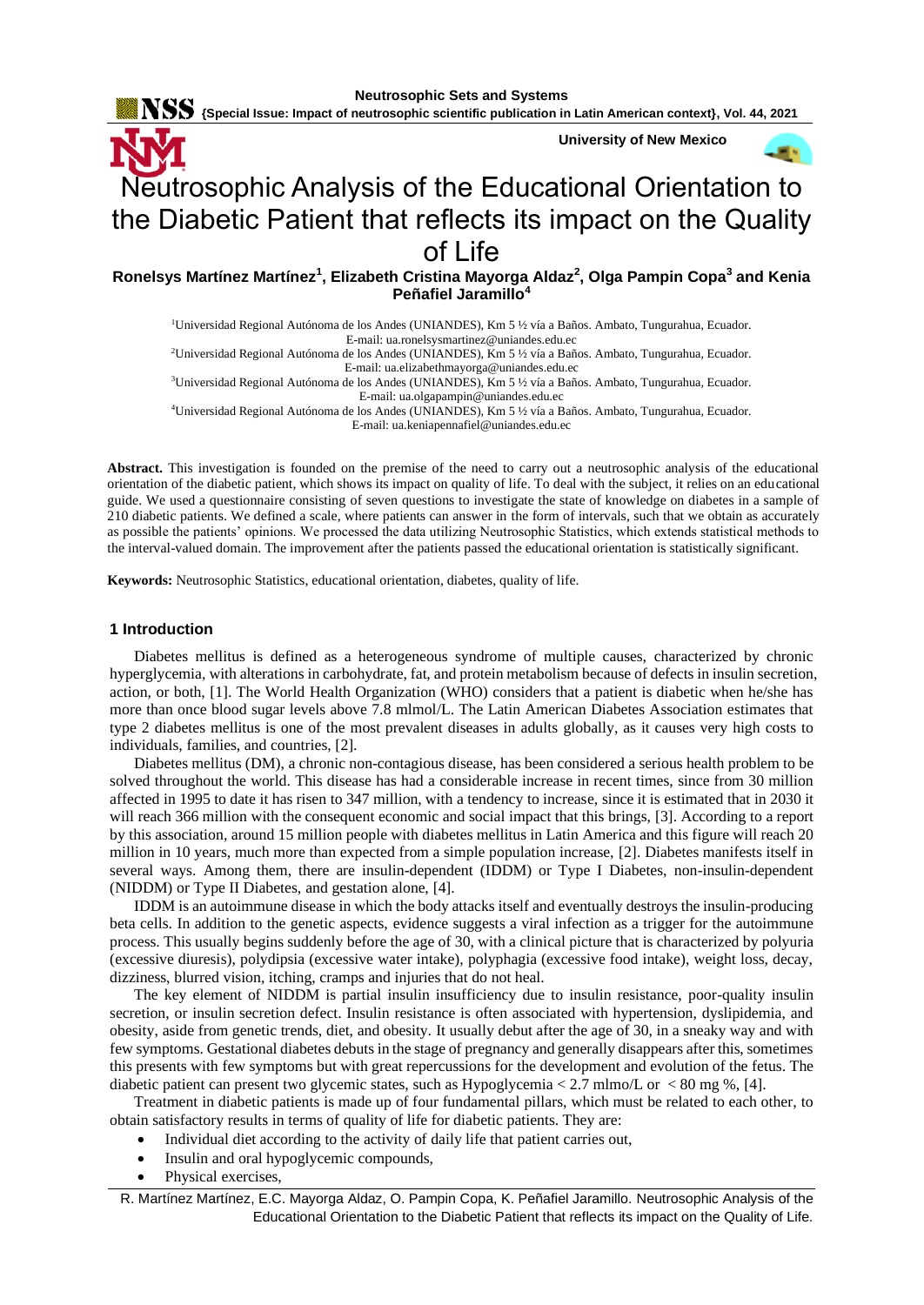# Neutrosophic Analysis of the Educational Orientation to the Diabetic Patient that reflects its impact on the Quality of Life

**Ronelsys Martínez Martínez[1], Elizabeth Cristina Mayorga Aldaz[2], Olga Pampin Copa[3] and Kenia Peñafiel Jaramillo[4]**

[1]Universidad Regional Autónoma de los Andes (UNIANDES), Km 5 ½ vía a Baños. Ambato, Tungurahua, Ecuador. E-mail: ua.ronelsysmartinez@uniandes.edu.ec

[2]Universidad Regional Autónoma de los Andes (UNIANDES), Km 5 ½ vía a Baños. Ambato, Tungurahua, Ecuador. E-mail: ua.elizabethmayorga@uniandes.edu.ec

[3]Universidad Regional Autónoma de los Andes (UNIANDES), Km 5 ½ vía a Baños. Ambato, Tungurahua, Ecuador. E-mail: ua.olgapampin@uniandes.edu.ec

[4]Universidad Regional Autónoma de los Andes (UNIANDES), Km 5 ½ vía a Baños. Ambato, Tungurahua, Ecuador. E-mail: ua.keniapennafiel@uniandes.edu.ec

**Abstract.** This investigation is founded on the premise of the need to carry out a neutrosophic analysis of the educational orientation of the diabetic patient, which shows its impact on quality of life. To deal with the subject, it relies on an educational guide. We used a questionnaire consisting of seven questions to investigate the state of knowledge on diabetes in a sample of 210 diabetic patients. We defined a scale, where patients can answer in the form of intervals, such that we obtain as accurately as possible the patients' opinions. We processed the data utilizing Neutrosophic Statistics, which extends statistical methods to the interval-valued domain. The improvement after the patients passed the educational orientation is statistically significant.

**Keywords:** Neutrosophic Statistics, educational orientation, diabetes, quality of life.

## 1 Introduction

Diabetes mellitus is defined as a heterogeneous syndrome of multiple causes, characterized by chronic hyperglycemia, with alterations in carbohydrate, fat, and protein metabolism because of defects in insulin secretion, action, or both, [1]. The World Health Organization (WHO) considers that a patient is diabetic when he/she has more than once blood sugar levels above 7.8 mlmol/L. The Latin American Diabetes Association estimates that type 2 diabetes mellitus is one of the most prevalent diseases in adults globally, as it causes very high costs to individuals, families, and countries, [2].

Diabetes mellitus (DM), a chronic non-contagious disease, has been considered a serious health problem to be solved throughout the world. This disease has had a considerable increase in recent times, since from 30 million affected in 1995 to date it has risen to 347 million, with a tendency to increase, since it is estimated that in 2030 it will reach 366 million with the consequent economic and social impact that this brings, [3]. According to a report by this association, around 15 million people with diabetes mellitus in Latin America and this figure will reach 20 million in 10 years, much more than expected from a simple population increase, [2]. Diabetes manifests itself in several ways. Among them, there are insulin-dependent (IDDM) or Type I Diabetes, non-insulin-dependent (NIDDM) or Type II Diabetes, and gestation alone, [4].

IDDM is an autoimmune disease in which the body attacks itself and eventually destroys the insulin-producing beta cells. In addition to the genetic aspects, evidence suggests a viral infection as a trigger for the autoimmune process. This usually begins suddenly before the age of 30, with a clinical picture that is characterized by polyuria (excessive diuresis), polydipsia (excessive water intake), polyphagia (excessive food intake), weight loss, decay, dizziness, blurred vision, itching, cramps and injuries that do not heal.

The key element of NIDDM is partial insulin insufficiency due to insulin resistance, poor-quality insulin secretion, or insulin secretion defect. Insulin resistance is often associated with hypertension, dyslipidemia, and obesity, aside from genetic trends, diet, and obesity. It usually debut after the age of 30, in a sneaky way and with few symptoms. Gestational diabetes debuts in the stage of pregnancy and generally disappears after this, sometimes this presents with few symptoms but with great repercussions for the development and evolution of the fetus. The diabetic patient can present two glycemic states, such as Hypoglycemia < 2.7 mlmo/L or < 80 mg %, [4].

Treatment in diabetic patients is made up of four fundamental pillars, which must be related to each other, to obtain satisfactory results in terms of quality of life for diabetic patients. They are:

- Individual diet according to the activity of daily life that patient carries out,
- Insulin and oral hypoglycemic compounds,
- Physical exercises,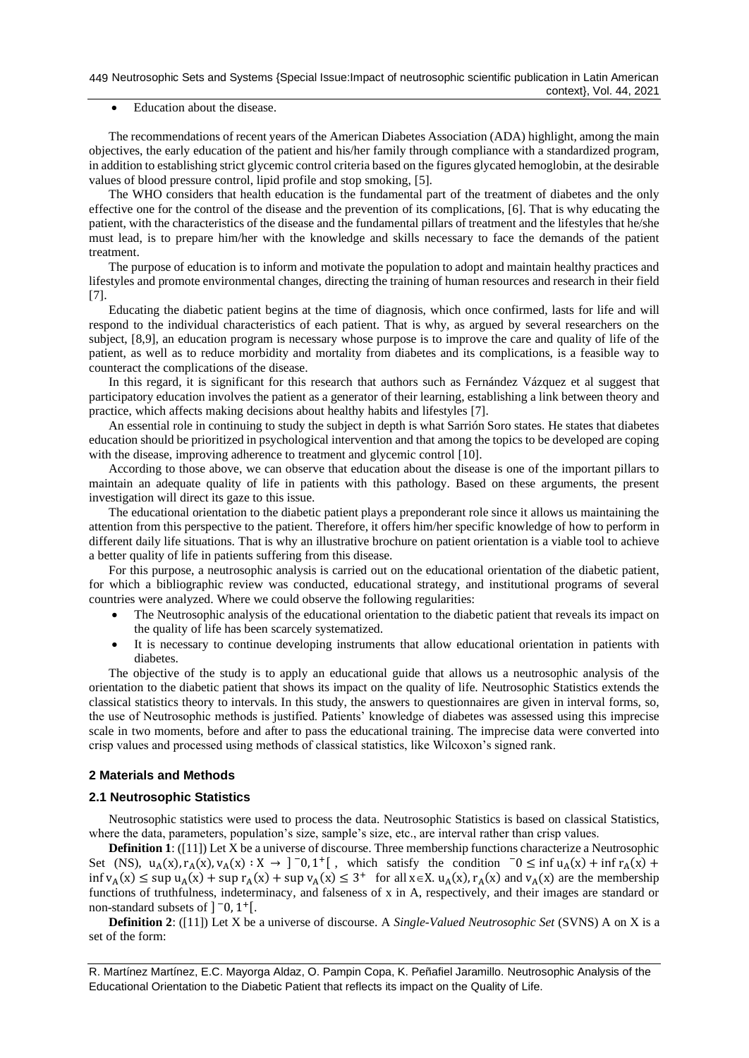- Education about the disease.

The recommendations of recent years of the American Diabetes Association (ADA) highlight, among the main objectives, the early education of the patient and his/her family through compliance with a standardized program, in addition to establishing strict glycemic control criteria based on the figures glycated hemoglobin, at the desirable values of blood pressure control, lipid profile and stop smoking, [5].

The WHO considers that health education is the fundamental part of the treatment of diabetes and the only effective one for the control of the disease and the prevention of its complications, [6]. That is why educating the patient, with the characteristics of the disease and the fundamental pillars of treatment and the lifestyles that he/she must lead, is to prepare him/her with the knowledge and skills necessary to face the demands of the patient treatment.

The purpose of education is to inform and motivate the population to adopt and maintain healthy practices and lifestyles and promote environmental changes, directing the training of human resources and research in their field [7].

Educating the diabetic patient begins at the time of diagnosis, which once confirmed, lasts for life and will respond to the individual characteristics of each patient. That is why, as argued by several researchers on the subject, [8,9], an education program is necessary whose purpose is to improve the care and quality of life of the patient, as well as to reduce morbidity and mortality from diabetes and its complications, is a feasible way to counteract the complications of the disease.

In this regard, it is significant for this research that authors such as Fernández Vázquez et al suggest that participatory education involves the patient as a generator of their learning, establishing a link between theory and practice, which affects making decisions about healthy habits and lifestyles [7].

An essential role in continuing to study the subject in depth is what Sarrión Soro states. He states that diabetes education should be prioritized in psychological intervention and that among the topics to be developed are coping with the disease, improving adherence to treatment and glycemic control [10].

According to those above, we can observe that education about the disease is one of the important pillars to maintain an adequate quality of life in patients with this pathology. Based on these arguments, the present investigation will direct its gaze to this issue.

The educational orientation to the diabetic patient plays a preponderant role since it allows us maintaining the attention from this perspective to the patient. Therefore, it offers him/her specific knowledge of how to perform in different daily life situations. That is why an illustrative brochure on patient orientation is a viable tool to achieve a better quality of life in patients suffering from this disease.

For this purpose, a neutrosophic analysis is carried out on the educational orientation of the diabetic patient, for which a bibliographic review was conducted, educational strategy, and institutional programs of several countries were analyzed. Where we could observe the following regularities:

- The Neutrosophic analysis of the educational orientation to the diabetic patient that reveals its impact on the quality of life has been scarcely systematized.
- It is necessary to continue developing instruments that allow educational orientation in patients with diabetes.

The objective of the study is to apply an educational guide that allows us a neutrosophic analysis of the orientation to the diabetic patient that shows its impact on the quality of life. Neutrosophic Statistics extends the classical statistics theory to intervals. In this study, the answers to questionnaires are given in interval forms, so, the use of Neutrosophic methods is justified. Patients' knowledge of diabetes was assessed using this imprecise scale in two moments, before and after to pass the educational training. The imprecise data were converted into crisp values and processed using methods of classical statistics, like Wilcoxon's signed rank.

## 2 Materials and Methods

### 2.1 Neutrosophic Statistics

Neutrosophic statistics were used to process the data. Neutrosophic Statistics is based on classical Statistics, where the data, parameters, population's size, sample's size, etc., are interval rather than crisp values.

**Definition 1**: ([11]) Let X be a universe of discourse. Three membership functions characterize a Neutrosophic Set (NS), $u_A(x), r_A(x), v_A(x) : X \rightarrow \, ]^-0, 1^+[$, which satisfy the condition $^-0 \leq \inf u_A(x) + \inf r_A(x) + \inf v_A(x) \leq \sup u_A(x) + \sup r_A(x) + \sup v_A(x) \leq 3^+$ for all $x \in X$. $u_A(x)$, $r_A(x)$ and $v_A(x)$ are the membership functions of truthfulness, indeterminacy, and falseness of x in A, respectively, and their images are standard or non-standard subsets of $]^-0, 1^+[$.

**Definition 2**: ([11]) Let X be a universe of discourse. A *Single-Valued Neutrosophic Set* (SVNS) A on X is a set of the form: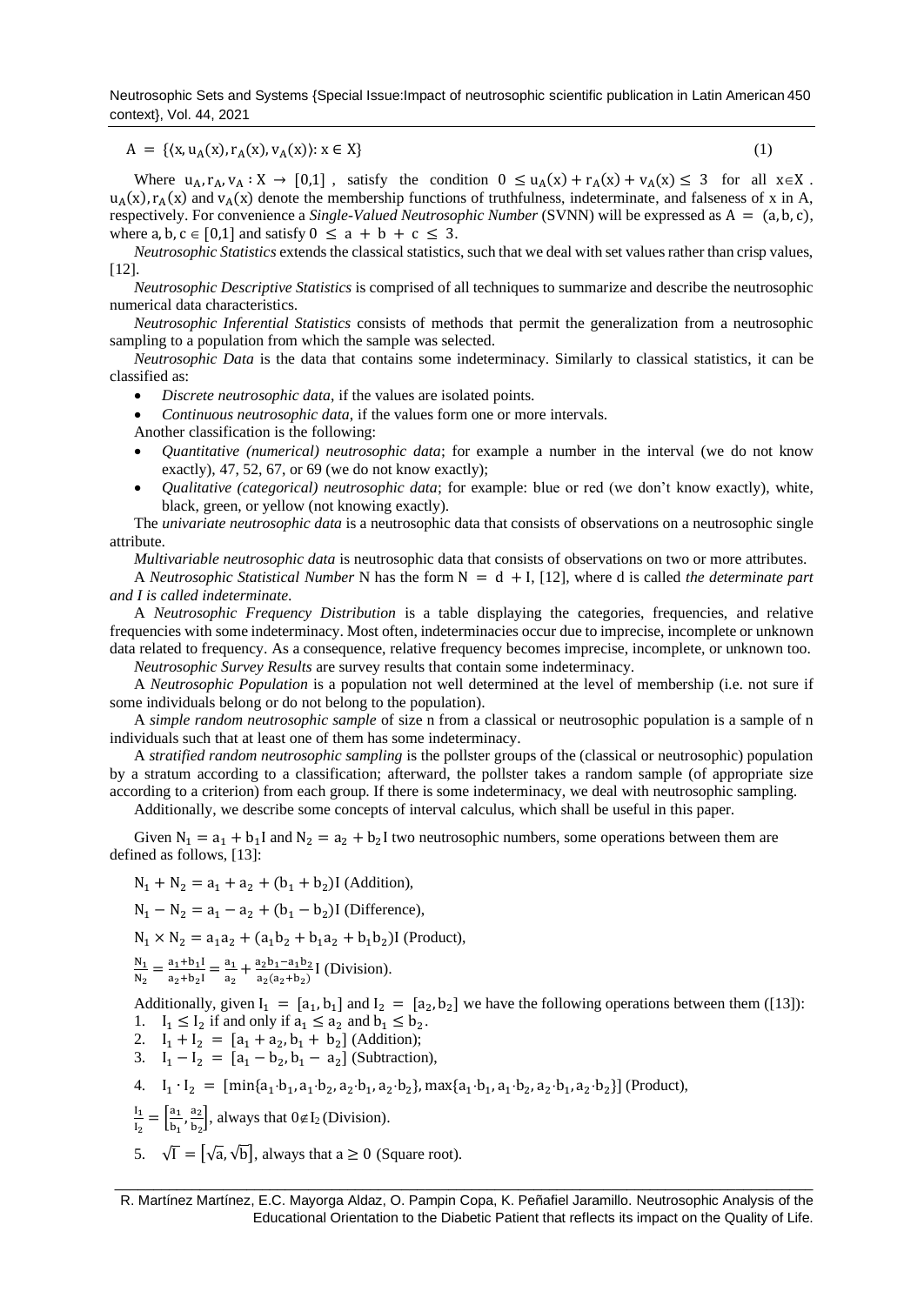$$A = \{\langle x, u_A(x), r_A(x), v_A(x)\rangle : x \in X\} \quad (1)$$

Where $u_A, r_A, v_A : X \rightarrow [0,1]$, satisfy the condition $0 \leq u_A(x) + r_A(x) + v_A(x) \leq 3$ for all $x \in X$. $u_A(x), r_A(x)$ and $v_A(x)$ denote the membership functions of truthfulness, indeterminate, and falseness of x in A, respectively. For convenience a *Single-Valued Neutrosophic Number* (SVNN) will be expressed as $A = (a, b, c)$, where $a, b, c \in [0,1]$ and satisfy $0 \leq a + b + c \leq 3$.

*Neutrosophic Statistics* extends the classical statistics, such that we deal with set values rather than crisp values, [12].

*Neutrosophic Descriptive Statistics* is comprised of all techniques to summarize and describe the neutrosophic numerical data characteristics.

*Neutrosophic Inferential Statistics* consists of methods that permit the generalization from a neutrosophic sampling to a population from which the sample was selected.

*Neutrosophic Data* is the data that contains some indeterminacy. Similarly to classical statistics, it can be classified as:

- *Discrete neutrosophic data*, if the values are isolated points.
- *Continuous neutrosophic data*, if the values form one or more intervals.

Another classification is the following:

- *Quantitative (numerical) neutrosophic data*; for example a number in the interval (we do not know exactly), 47, 52, 67, or 69 (we do not know exactly);
- *Qualitative (categorical) neutrosophic data*; for example: blue or red (we don't know exactly), white, black, green, or yellow (not knowing exactly).

The *univariate neutrosophic data* is a neutrosophic data that consists of observations on a neutrosophic single attribute.

*Multivariable neutrosophic data* is neutrosophic data that consists of observations on two or more attributes.

A *Neutrosophic Statistical Number* N has the form $N = d + I$, [12], where d is called *the determinate part and I is called indeterminate*.

A *Neutrosophic Frequency Distribution* is a table displaying the categories, frequencies, and relative frequencies with some indeterminacy. Most often, indeterminacies occur due to imprecise, incomplete or unknown data related to frequency. As a consequence, relative frequency becomes imprecise, incomplete, or unknown too.

*Neutrosophic Survey Results* are survey results that contain some indeterminacy.

A *Neutrosophic Population* is a population not well determined at the level of membership (i.e. not sure if some individuals belong or do not belong to the population).

A *simple random neutrosophic sample* of size n from a classical or neutrosophic population is a sample of n individuals such that at least one of them has some indeterminacy.

A *stratified random neutrosophic sampling* is the pollster groups of the (classical or neutrosophic) population by a stratum according to a classification; afterward, the pollster takes a random sample (of appropriate size according to a criterion) from each group. If there is some indeterminacy, we deal with neutrosophic sampling.

Additionally, we describe some concepts of interval calculus, which shall be useful in this paper.

Given $N_1 = a_1 + b_1 I$ and $N_2 = a_2 + b_2 I$ two neutrosophic numbers, some operations between them are defined as follows, [13]:

$N_1 + N_2 = a_1 + a_2 + (b_1 + b_2)I$ (Addition),

$N_1 - N_2 = a_1 - a_2 + (b_1 - b_2)I$ (Difference),

$N_1 \times N_2 = a_1 a_2 + (a_1 b_2 + b_1 a_2 + b_1 b_2)I$ (Product),

$\frac{N_1}{N_2} = \frac{a_1 + b_1 I}{a_2 + b_2 I} = \frac{a_1}{a_2} + \frac{a_2 b_1 - a_1 b_2}{a_2(a_2 + b_2)} I$ (Division).

Additionally, given $I_1 = [a_1, b_1]$ and $I_2 = [a_2, b_2]$ we have the following operations between them ([13]):

1. $I_1 \leq I_2$ if and only if $a_1 \leq a_2$ and $b_1 \leq b_2$.
2. $I_1 + I_2 = [a_1 + a_2, b_1 + b_2]$ (Addition);
3. $I_1 - I_2 = [a_1 - b_2, b_1 - a_2]$ (Subtraction),
4. $I_1 \cdot I_2 = [\min\{a_1 \cdot b_1, a_1 \cdot b_2, a_2 \cdot b_1, a_2 \cdot b_2\}, \max\{a_1 \cdot b_1, a_1 \cdot b_2, a_2 \cdot b_1, a_2 \cdot b_2\}]$ (Product),

$\frac{I_1}{I_2} = \left[\frac{a_1}{b_1}, \frac{a_2}{b_2}\right]$, always that $0 \notin I_2$ (Division).

5. $\sqrt{I} = [\sqrt{a}, \sqrt{b}]$, always that $a \geq 0$ (Square root).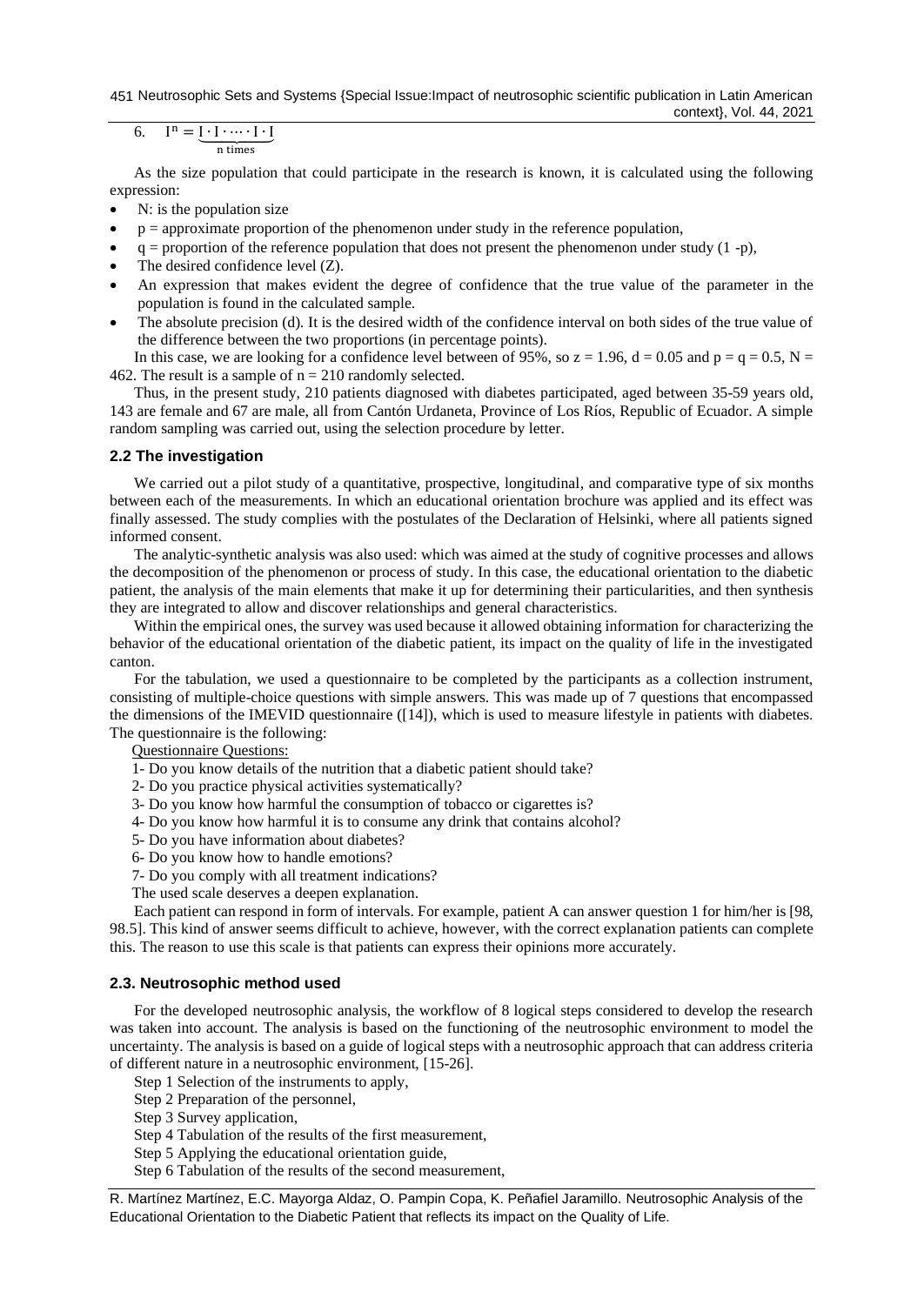6. $I^n = \underbrace{I \cdot I \cdot \cdots \cdot I \cdot I}_{\text{n times}}$

As the size population that could participate in the research is known, it is calculated using the following expression:

- N: is the population size
- p = approximate proportion of the phenomenon under study in the reference population,
- q = proportion of the reference population that does not present the phenomenon under study (1 -p),
- The desired confidence level (Z).
- An expression that makes evident the degree of confidence that the true value of the parameter in the population is found in the calculated sample.
- The absolute precision (d). It is the desired width of the confidence interval on both sides of the true value of the difference between the two proportions (in percentage points).

In this case, we are looking for a confidence level between of 95%, so $z = 1.96$, $d = 0.05$ and $p = q = 0.5$, $N = 462$. The result is a sample of $n = 210$ randomly selected.

Thus, in the present study, 210 patients diagnosed with diabetes participated, aged between 35-59 years old, 143 are female and 67 are male, all from Cantón Urdaneta, Province of Los Ríos, Republic of Ecuador. A simple random sampling was carried out, using the selection procedure by letter.

### 2.2 The investigation

We carried out a pilot study of a quantitative, prospective, longitudinal, and comparative type of six months between each of the measurements. In which an educational orientation brochure was applied and its effect was finally assessed. The study complies with the postulates of the Declaration of Helsinki, where all patients signed informed consent.

The analytic-synthetic analysis was also used: which was aimed at the study of cognitive processes and allows the decomposition of the phenomenon or process of study. In this case, the educational orientation to the diabetic patient, the analysis of the main elements that make it up for determining their particularities, and then synthesis they are integrated to allow and discover relationships and general characteristics.

Within the empirical ones, the survey was used because it allowed obtaining information for characterizing the behavior of the educational orientation of the diabetic patient, its impact on the quality of life in the investigated canton.

For the tabulation, we used a questionnaire to be completed by the participants as a collection instrument, consisting of multiple-choice questions with simple answers. This was made up of 7 questions that encompassed the dimensions of the IMEVID questionnaire ([14]), which is used to measure lifestyle in patients with diabetes. The questionnaire is the following:

Questionnaire Questions:

1- Do you know details of the nutrition that a diabetic patient should take?

2- Do you practice physical activities systematically?

3- Do you know how harmful the consumption of tobacco or cigarettes is?

4- Do you know how harmful it is to consume any drink that contains alcohol?

5- Do you have information about diabetes?

6- Do you know how to handle emotions?

7- Do you comply with all treatment indications?

The used scale deserves a deepen explanation.

Each patient can respond in form of intervals. For example, patient A can answer question 1 for him/her is [98, 98.5]. This kind of answer seems difficult to achieve, however, with the correct explanation patients can complete this. The reason to use this scale is that patients can express their opinions more accurately.

### 2.3. Neutrosophic method used

For the developed neutrosophic analysis, the workflow of 8 logical steps considered to develop the research was taken into account. The analysis is based on the functioning of the neutrosophic environment to model the uncertainty. The analysis is based on a guide of logical steps with a neutrosophic approach that can address criteria of different nature in a neutrosophic environment, [15-26].

Step 1 Selection of the instruments to apply,

Step 2 Preparation of the personnel,

Step 3 Survey application,

Step 4 Tabulation of the results of the first measurement,

Step 5 Applying the educational orientation guide,

Step 6 Tabulation of the results of the second measurement,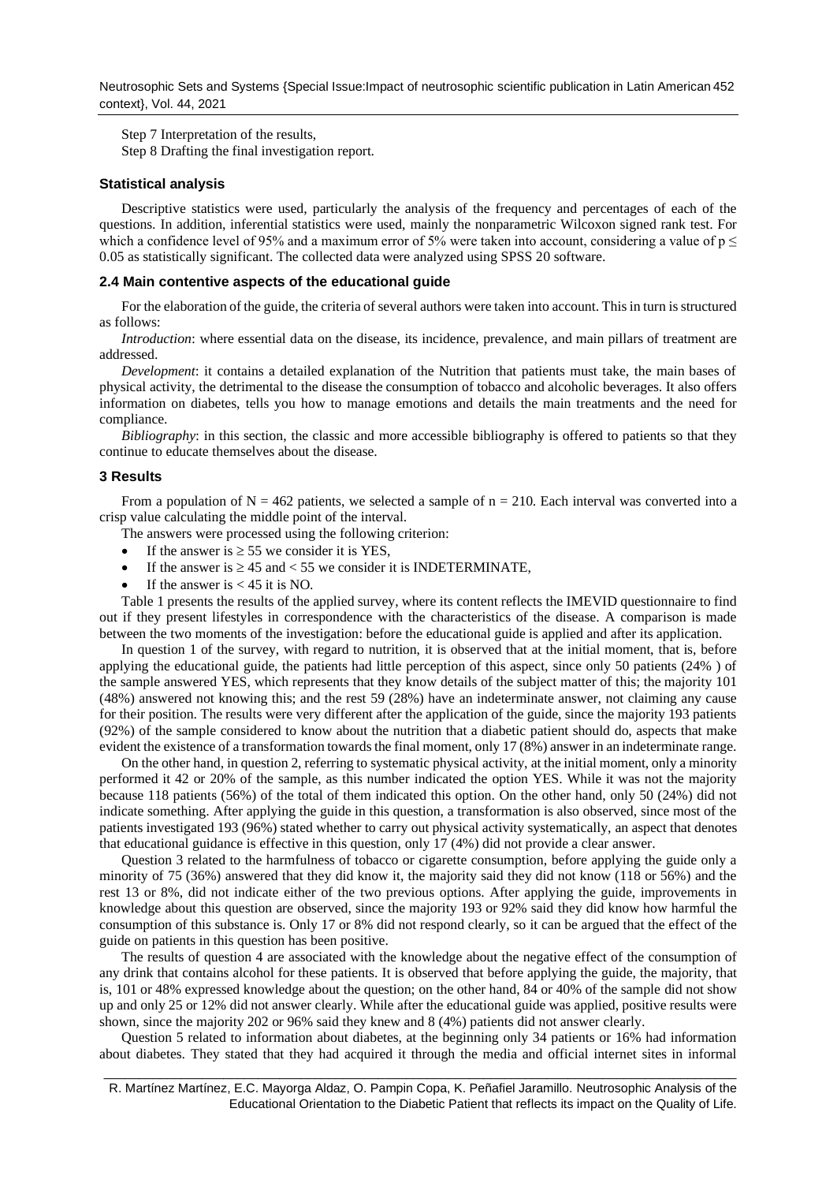Step 7 Interpretation of the results,

Step 8 Drafting the final investigation report.

### Statistical analysis

Descriptive statistics were used, particularly the analysis of the frequency and percentages of each of the questions. In addition, inferential statistics were used, mainly the nonparametric Wilcoxon signed rank test. For which a confidence level of 95% and a maximum error of 5% were taken into account, considering a value of $p \leq 0.05$ as statistically significant. The collected data were analyzed using SPSS 20 software.

### 2.4 Main contentive aspects of the educational guide

For the elaboration of the guide, the criteria of several authors were taken into account. This in turn is structured as follows:

*Introduction*: where essential data on the disease, its incidence, prevalence, and main pillars of treatment are addressed.

*Development*: it contains a detailed explanation of the Nutrition that patients must take, the main bases of physical activity, the detrimental to the disease the consumption of tobacco and alcoholic beverages. It also offers information on diabetes, tells you how to manage emotions and details the main treatments and the need for compliance.

*Bibliography*: in this section, the classic and more accessible bibliography is offered to patients so that they continue to educate themselves about the disease.

## 3 Results

From a population of $N = 462$ patients, we selected a sample of $n = 210$. Each interval was converted into a crisp value calculating the middle point of the interval.

The answers were processed using the following criterion:

- If the answer is $\geq 55$ we consider it is YES,
- If the answer is $\geq 45$ and $< 55$ we consider it is INDETERMINATE,
- If the answer is $< 45$ it is NO.

Table 1 presents the results of the applied survey, where its content reflects the IMEVID questionnaire to find out if they present lifestyles in correspondence with the characteristics of the disease. A comparison is made between the two moments of the investigation: before the educational guide is applied and after its application.

In question 1 of the survey, with regard to nutrition, it is observed that at the initial moment, that is, before applying the educational guide, the patients had little perception of this aspect, since only 50 patients (24% ) of the sample answered YES, which represents that they know details of the subject matter of this; the majority 101 (48%) answered not knowing this; and the rest 59 (28%) have an indeterminate answer, not claiming any cause for their position. The results were very different after the application of the guide, since the majority 193 patients (92%) of the sample considered to know about the nutrition that a diabetic patient should do, aspects that make evident the existence of a transformation towards the final moment, only 17 (8%) answer in an indeterminate range.

On the other hand, in question 2, referring to systematic physical activity, at the initial moment, only a minority performed it 42 or 20% of the sample, as this number indicated the option YES. While it was not the majority because 118 patients (56%) of the total of them indicated this option. On the other hand, only 50 (24%) did not indicate something. After applying the guide in this question, a transformation is also observed, since most of the patients investigated 193 (96%) stated whether to carry out physical activity systematically, an aspect that denotes that educational guidance is effective in this question, only 17 (4%) did not provide a clear answer.

Question 3 related to the harmfulness of tobacco or cigarette consumption, before applying the guide only a minority of 75 (36%) answered that they did know it, the majority said they did not know (118 or 56%) and the rest 13 or 8%, did not indicate either of the two previous options. After applying the guide, improvements in knowledge about this question are observed, since the majority 193 or 92% said they did know how harmful the consumption of this substance is. Only 17 or 8% did not respond clearly, so it can be argued that the effect of the guide on patients in this question has been positive.

The results of question 4 are associated with the knowledge about the negative effect of the consumption of any drink that contains alcohol for these patients. It is observed that before applying the guide, the majority, that is, 101 or 48% expressed knowledge about the question; on the other hand, 84 or 40% of the sample did not show up and only 25 or 12% did not answer clearly. While after the educational guide was applied, positive results were shown, since the majority 202 or 96% said they knew and 8 (4%) patients did not answer clearly.

Question 5 related to information about diabetes, at the beginning only 34 patients or 16% had information about diabetes. They stated that they had acquired it through the media and official internet sites in informal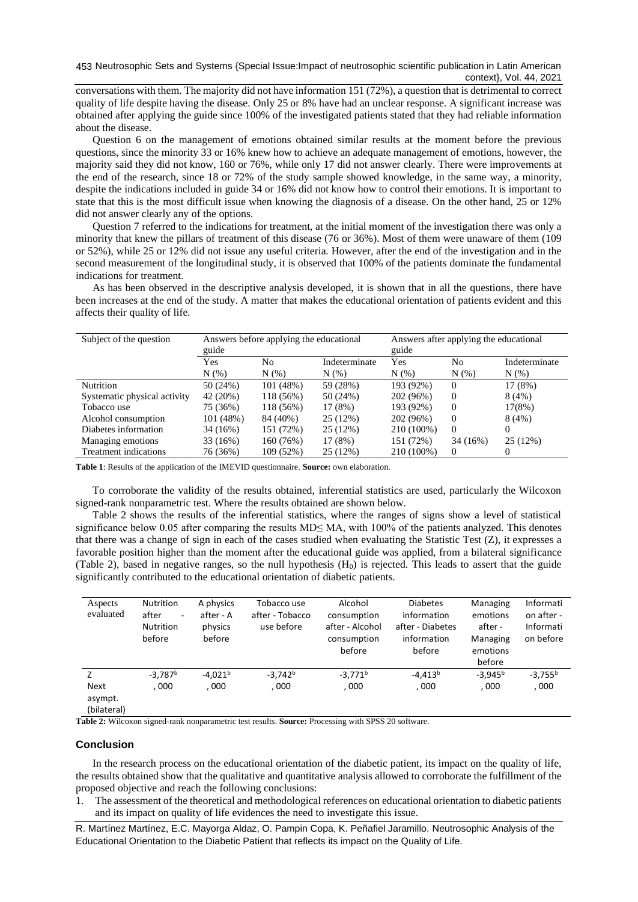conversations with them. The majority did not have information 151 (72%), a question that is detrimental to correct quality of life despite having the disease. Only 25 or 8% have had an unclear response. A significant increase was obtained after applying the guide since 100% of the investigated patients stated that they had reliable information about the disease.

Question 6 on the management of emotions obtained similar results at the moment before the previous questions, since the minority 33 or 16% knew how to achieve an adequate management of emotions, however, the majority said they did not know, 160 or 76%, while only 17 did not answer clearly. There were improvements at the end of the research, since 18 or 72% of the study sample showed knowledge, in the same way, a minority, despite the indications included in guide 34 or 16% did not know how to control their emotions. It is important to state that this is the most difficult issue when knowing the diagnosis of a disease. On the other hand, 25 or 12% did not answer clearly any of the options.

Question 7 referred to the indications for treatment, at the initial moment of the investigation there was only a minority that knew the pillars of treatment of this disease (76 or 36%). Most of them were unaware of them (109 or 52%), while 25 or 12% did not issue any useful criteria. However, after the end of the investigation and in the second measurement of the longitudinal study, it is observed that 100% of the patients dominate the fundamental indications for treatment.

As has been observed in the descriptive analysis developed, it is shown that in all the questions, there have been increases at the end of the study. A matter that makes the educational orientation of patients evident and this affects their quality of life.

| Subject of the question | Answers before applying the educational guide | | | Answers after applying the educational guide | | |
|---|---|---|---|---|---|---|
| | Yes N (%) | No N (%) | Indeterminate N (%) | Yes N (%) | No N (%) | Indeterminate N (%) |
| Nutrition | 50 (24%) | 101 (48%) | 59 (28%) | 193 (92%) | 0 | 17 (8%) |
| Systematic physical activity | 42 (20%) | 118 (56%) | 50 (24%) | 202 (96%) | 0 | 8 (4%) |
| Tobacco use | 75 (36%) | 118 (56%) | 17 (8%) | 193 (92%) | 0 | 17(8%) |
| Alcohol consumption | 101 (48%) | 84 (40%) | 25 (12%) | 202 (96%) | 0 | 8 (4%) |
| Diabetes information | 34 (16%) | 151 (72%) | 25 (12%) | 210 (100%) | 0 | 0 |
| Managing emotions | 33 (16%) | 160 (76%) | 17 (8%) | 151 (72%) | 34 (16%) | 25 (12%) |
| Treatment indications | 76 (36%) | 109 (52%) | 25 (12%) | 210 (100%) | 0 | 0 |

**Table 1**: Results of the application of the IMEVID questionnaire. **Source:** own elaboration.

To corroborate the validity of the results obtained, inferential statistics are used, particularly the Wilcoxon signed-rank nonparametric test. Where the results obtained are shown below.

Table 2 shows the results of the inferential statistics, where the ranges of signs show a level of statistical significance below 0.05 after comparing the results MD≤ MA, with 100% of the patients analyzed. This denotes that there was a change of sign in each of the cases studied when evaluating the Statistic Test (Z), it expresses a favorable position higher than the moment after the educational guide was applied, from a bilateral significance (Table 2), based in negative ranges, so the null hypothesis ($H_0$) is rejected. This leads to assert that the guide significantly contributed to the educational orientation of diabetic patients.

| Aspects evaluated | Nutrition after - Nutrition before | A physics after - A physics before | Tobacco use after - Tobacco use before | Alcohol consumption after - Alcohol consumption before | Diabetes information after - Diabetes information before | Managing emotions after - Managing emotions before | Information after - Information before |
|---|---|---|---|---|---|---|---|
| Z | $-3{,}787^b$ | $-4{,}021^b$ | $-3{,}742^b$ | $-3{,}771^b$ | $-4{,}413^b$ | $-3{,}945^b$ | $-3{,}755^b$ |
| Next asympt. (bilateral) | ,000 | ,000 | ,000 | ,000 | ,000 | ,000 | ,000 |

**Table 2:** Wilcoxon signed-rank nonparametric test results. **Source:** Processing with SPSS 20 software.

## Conclusion

In the research process on the educational orientation of the diabetic patient, its impact on the quality of life, the results obtained show that the qualitative and quantitative analysis allowed to corroborate the fulfillment of the proposed objective and reach the following conclusions:

1. The assessment of the theoretical and methodological references on educational orientation to diabetic patients and its impact on quality of life evidences the need to investigate this issue.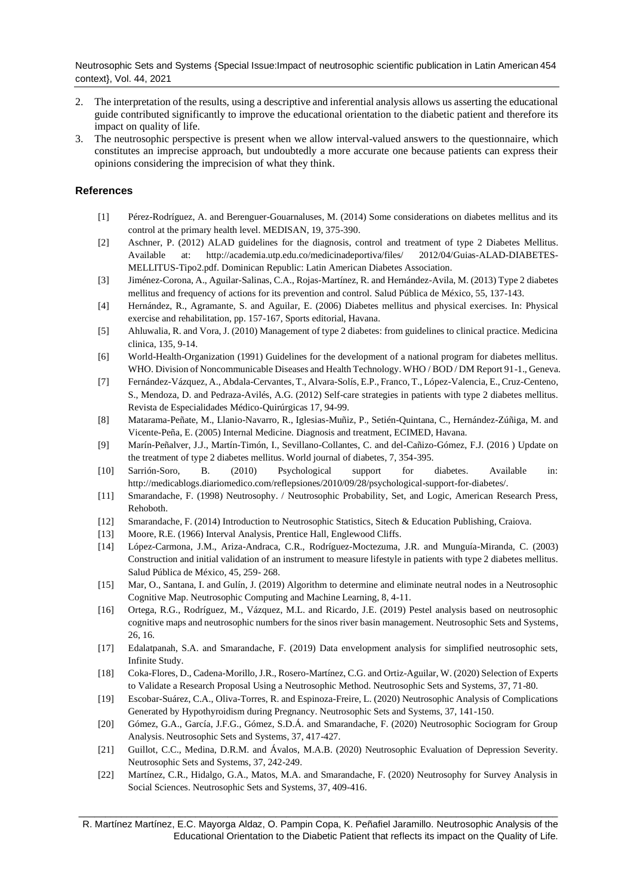2. The interpretation of the results, using a descriptive and inferential analysis allows us asserting the educational guide contributed significantly to improve the educational orientation to the diabetic patient and therefore its impact on quality of life.
3. The neutrosophic perspective is present when we allow interval-valued answers to the questionnaire, which constitutes an imprecise approach, but undoubtedly a more accurate one because patients can express their opinions considering the imprecision of what they think.

## References

[1] Pérez-Rodríguez, A. and Berenguer-Gouarnaluses, M. (2014) Some considerations on diabetes mellitus and its control at the primary health level. MEDISAN, 19, 375-390.

[2] Aschner, P. (2012) ALAD guidelines for the diagnosis, control and treatment of type 2 Diabetes Mellitus. Available at: http://academia.utp.edu.co/medicinadeportiva/files/ 2012/04/Guias-ALAD-DIABETES-MELLITUS-Tipo2.pdf. Dominican Republic: Latin American Diabetes Association.

[3] Jiménez-Corona, A., Aguilar-Salinas, C.A., Rojas-Martínez, R. and Hernández-Avila, M. (2013) Type 2 diabetes mellitus and frequency of actions for its prevention and control. Salud Pública de México, 55, 137-143.

[4] Hernández, R., Agramante, S. and Aguilar, E. (2006) Diabetes mellitus and physical exercises. In: Physical exercise and rehabilitation, pp. 157-167, Sports editorial, Havana.

[5] Ahluwalia, R. and Vora, J. (2010) Management of type 2 diabetes: from guidelines to clinical practice. Medicina clinica, 135, 9-14.

[6] World-Health-Organization (1991) Guidelines for the development of a national program for diabetes mellitus. WHO. Division of Noncommunicable Diseases and Health Technology. WHO / BOD / DM Report 91-1., Geneva.

[7] Fernández-Vázquez, A., Abdala-Cervantes, T., Alvara-Solís, E.P., Franco, T., López-Valencia, E., Cruz-Centeno, S., Mendoza, D. and Pedraza-Avilés, A.G. (2012) Self-care strategies in patients with type 2 diabetes mellitus. Revista de Especialidades Médico-Quirúrgicas 17, 94-99.

[8] Matarama-Peñate, M., Llanio-Navarro, R., Iglesias-Muñiz, P., Setién-Quintana, C., Hernández-Zúñiga, M. and Vicente-Peña, E. (2005) Internal Medicine. Diagnosis and treatment, ECIMED, Havana.

[9] Marín-Peñalver, J.J., Martín-Timón, I., Sevillano-Collantes, C. and del-Cañizo-Gómez, F.J. (2016 ) Update on the treatment of type 2 diabetes mellitus. World journal of diabetes, 7, 354-395.

[10] Sarrión-Soro, B. (2010) Psychological support for diabetes. Available in: http://medicablogs.diariomedico.com/reflepsiones/2010/09/28/psychological-support-for-diabetes/.

[11] Smarandache, F. (1998) Neutrosophy. / Neutrosophic Probability, Set, and Logic, American Research Press, Rehoboth.

[12] Smarandache, F. (2014) Introduction to Neutrosophic Statistics, Sitech & Education Publishing, Craiova.

[13] Moore, R.E. (1966) Interval Analysis, Prentice Hall, Englewood Cliffs.

[14] López-Carmona, J.M., Ariza-Andraca, C.R., Rodríguez-Moctezuma, J.R. and Munguía-Miranda, C. (2003) Construction and initial validation of an instrument to measure lifestyle in patients with type 2 diabetes mellitus. Salud Pública de México, 45, 259- 268.

[15] Mar, O., Santana, I. and Gulín, J. (2019) Algorithm to determine and eliminate neutral nodes in a Neutrosophic Cognitive Map. Neutrosophic Computing and Machine Learning, 8, 4-11.

[16] Ortega, R.G., Rodríguez, M., Vázquez, M.L. and Ricardo, J.E. (2019) Pestel analysis based on neutrosophic cognitive maps and neutrosophic numbers for the sinos river basin management. Neutrosophic Sets and Systems, 26, 16.

[17] Edalatpanah, S.A. and Smarandache, F. (2019) Data envelopment analysis for simplified neutrosophic sets, Infinite Study.

[18] Coka-Flores, D., Cadena-Morillo, J.R., Rosero-Martínez, C.G. and Ortiz-Aguilar, W. (2020) Selection of Experts to Validate a Research Proposal Using a Neutrosophic Method. Neutrosophic Sets and Systems, 37, 71-80.

[19] Escobar-Suárez, C.A., Oliva-Torres, R. and Espinoza-Freire, L. (2020) Neutrosophic Analysis of Complications Generated by Hypothyroidism during Pregnancy. Neutrosophic Sets and Systems, 37, 141-150.

[20] Gómez, G.A., García, J.F.G., Gómez, S.D.Á. and Smarandache, F. (2020) Neutrosophic Sociogram for Group Analysis. Neutrosophic Sets and Systems, 37, 417-427.

[21] Guillot, C.C., Medina, D.R.M. and Ávalos, M.A.B. (2020) Neutrosophic Evaluation of Depression Severity. Neutrosophic Sets and Systems, 37, 242-249.

[22] Martínez, C.R., Hidalgo, G.A., Matos, M.A. and Smarandache, F. (2020) Neutrosophy for Survey Analysis in Social Sciences. Neutrosophic Sets and Systems, 37, 409-416.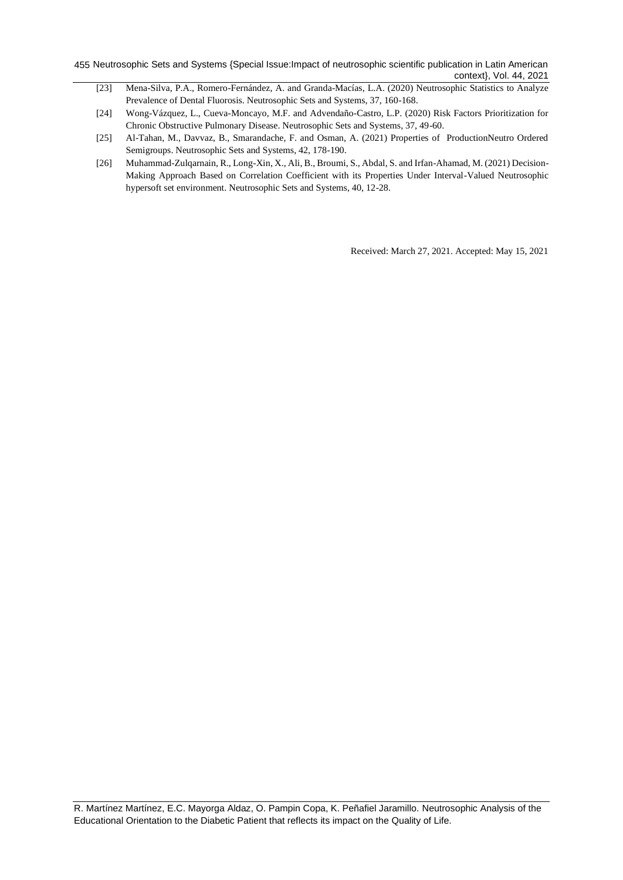[23] Mena-Silva, P.A., Romero-Fernández, A. and Granda-Macías, L.A. (2020) Neutrosophic Statistics to Analyze Prevalence of Dental Fluorosis. Neutrosophic Sets and Systems, 37, 160-168.

[24] Wong-Vázquez, L., Cueva-Moncayo, M.F. and Advendaño-Castro, L.P. (2020) Risk Factors Prioritization for Chronic Obstructive Pulmonary Disease. Neutrosophic Sets and Systems, 37, 49-60.

[25] Al-Tahan, M., Davvaz, B., Smarandache, F. and Osman, A. (2021) Properties of ProductionNeutro Ordered Semigroups. Neutrosophic Sets and Systems, 42, 178-190.

[26] Muhammad-Zulqarnain, R., Long-Xin, X., Ali, B., Broumi, S., Abdal, S. and Irfan-Ahamad, M. (2021) Decision-Making Approach Based on Correlation Coefficient with its Properties Under Interval-Valued Neutrosophic hypersoft set environment. Neutrosophic Sets and Systems, 40, 12-28.

Received: March 27, 2021. Accepted: May 15, 2021